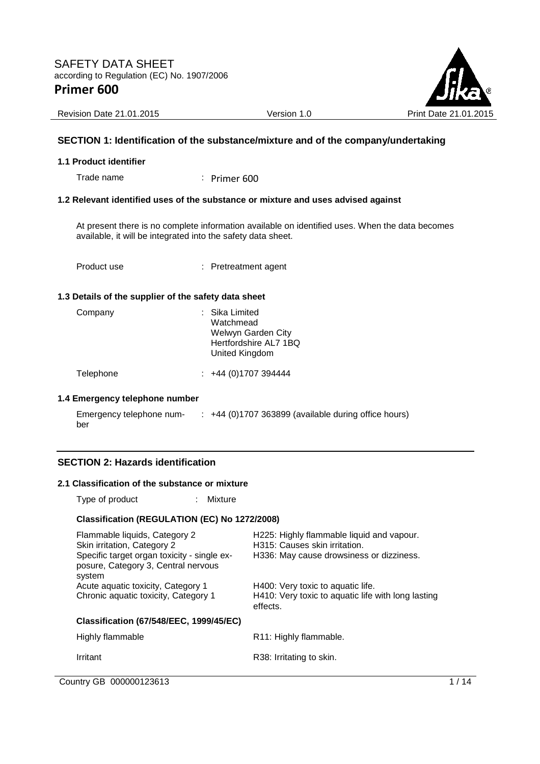# SAFETY DATA SHEET

according to Regulation (EC) No. 1907/2006

# Primer 600

Revision Date 21.01.2015 | Version 1.0 | Print Date 21.01.2015

## SECTION 1: Identification of the substance/mixture and of the company/undertaking

### 1.1 Product identifier

Trade name : Primer 600

### 1.2 Relevant identified uses of the substance or mixture and uses advised against

At present there is no complete information available on identified uses. When the data becomes available, it will be integrated into the safety data sheet.

Product use : Pretreatment agent

### 1.3 Details of the supplier of the safety data sheet

Company : Sika Limited
Watchmead
Welwyn Garden City
Hertfordshire AL7 1BQ
United Kingdom

Telephone : +44 (0)1707 394444

### 1.4 Emergency telephone number

Emergency telephone number : +44 (0)1707 363899 (available during office hours)

## SECTION 2: Hazards identification

### 2.1 Classification of the substance or mixture

Type of product : Mixture

**Classification (REGULATION (EC) No 1272/2008)**

| | |
|---|---|
| Flammable liquids, Category 2 | H225: Highly flammable liquid and vapour. |
| Skin irritation, Category 2 | H315: Causes skin irritation. |
| Specific target organ toxicity - single exposure, Category 3, Central nervous system | H336: May cause drowsiness or dizziness. |
| Acute aquatic toxicity, Category 1 | H400: Very toxic to aquatic life. |
| Chronic aquatic toxicity, Category 1 | H410: Very toxic to aquatic life with long lasting effects. |

**Classification (67/548/EEC, 1999/45/EC)**

| | |
|---|---|
| Highly flammable | R11: Highly flammable. |
| Irritant | R38: Irritating to skin. |

Country GB 000000123613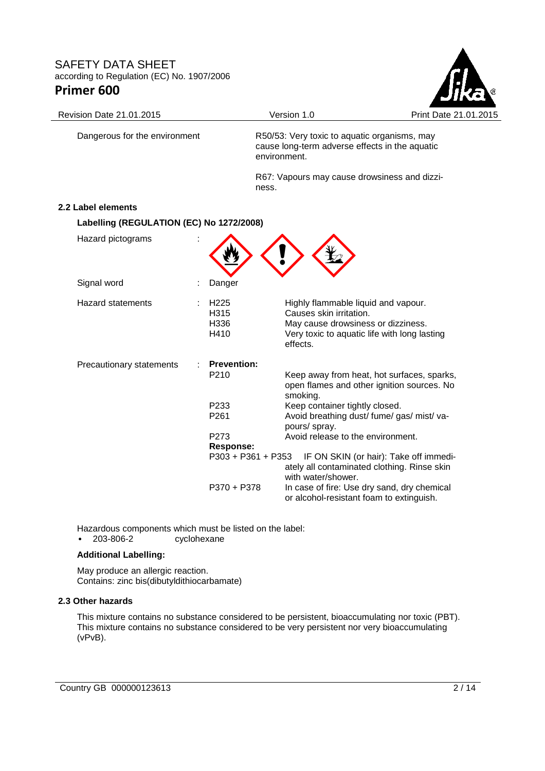| | |
|---|---|
| Dangerous for the environment | R50/53: Very toxic to aquatic organisms, may cause long-term adverse effects in the aquatic environment. |
| | R67: Vapours may cause drowsiness and dizziness. |

### 2.2 Label elements

**Labelling (REGULATION (EC) No 1272/2008)**

| | | | |
|---|---|---|---|
| Hazard pictograms | : | | |
| Signal word | : | Danger | |
| Hazard statements | : | H225 | Highly flammable liquid and vapour. |
| | | H315 | Causes skin irritation. |
| | | H336 | May cause drowsiness or dizziness. |
| | | H410 | Very toxic to aquatic life with long lasting effects. |
| Precautionary statements | : | **Prevention:** | |
| | | P210 | Keep away from heat, hot surfaces, sparks, open flames and other ignition sources. No smoking. |
| | | P233 | Keep container tightly closed. |
| | | P261 | Avoid breathing dust/ fume/ gas/ mist/ vapours/ spray. |
| | | P273 | Avoid release to the environment. |
| | | **Response:** | |
| | | P303 + P361 + P353 | IF ON SKIN (or hair): Take off immediately all contaminated clothing. Rinse skin with water/shower. |
| | | P370 + P378 | In case of fire: Use dry sand, dry chemical or alcohol-resistant foam to extinguish. |

Hazardous components which must be listed on the label:
- 203-806-2 cyclohexane

**Additional Labelling:**

May produce an allergic reaction.
Contains: zinc bis(dibutyldithiocarbamate)

### 2.3 Other hazards

This mixture contains no substance considered to be persistent, bioaccumulating nor toxic (PBT).
This mixture contains no substance considered to be very persistent nor very bioaccumulating (vPvB).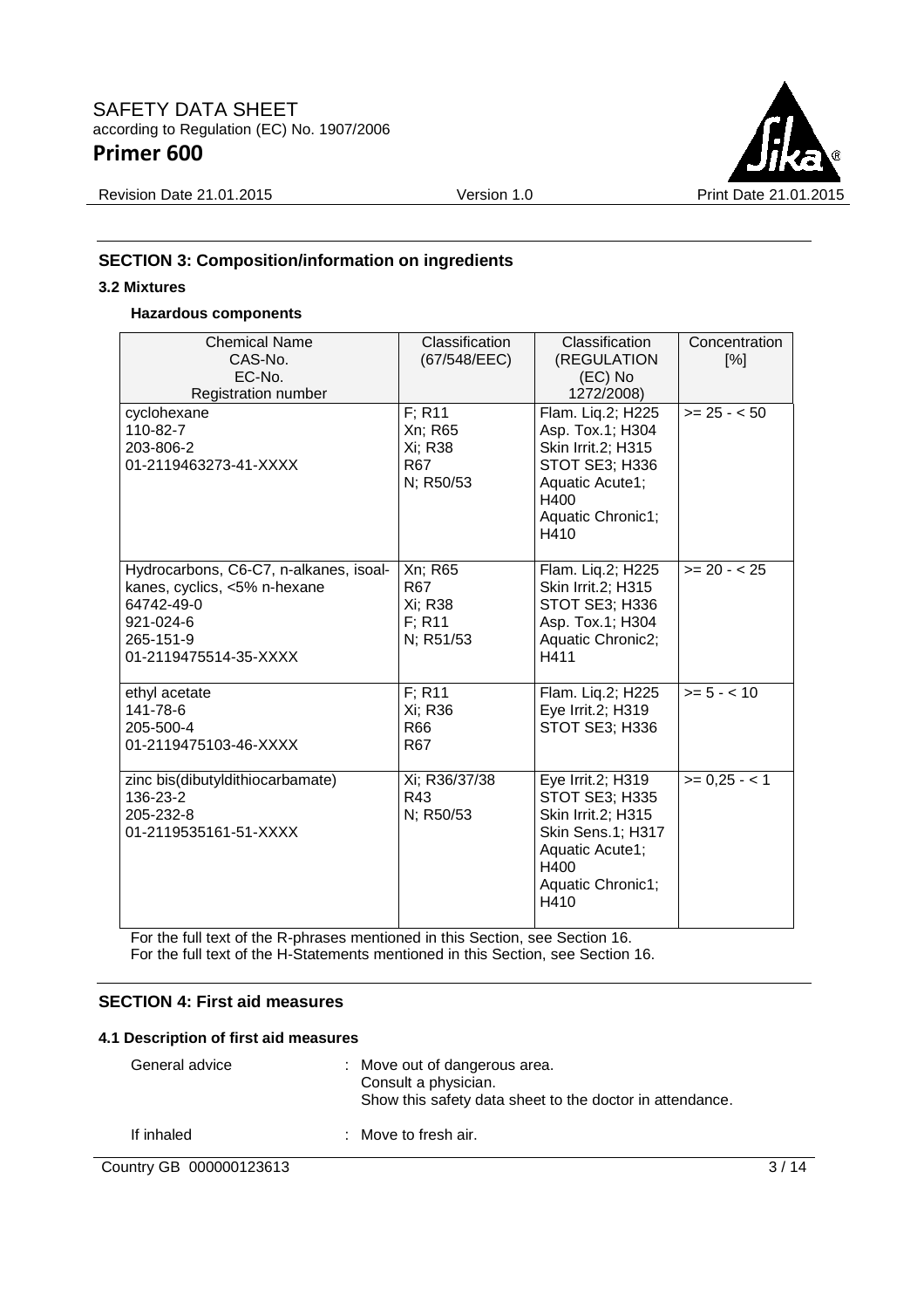## SECTION 3: Composition/information on ingredients

### 3.2 Mixtures

**Hazardous components**

| Chemical Name<br>CAS-No.<br>EC-No.<br>Registration number | Classification (67/548/EEC) | Classification (REGULATION (EC) No 1272/2008) | Concentration [%] |
|---|---|---|---|
| cyclohexane<br>110-82-7<br>203-806-2<br>01-2119463273-41-XXXX | F; R11<br>Xn; R65<br>Xi; R38<br>R67<br>N; R50/53 | Flam. Liq.2; H225<br>Asp. Tox.1; H304<br>Skin Irrit.2; H315<br>STOT SE3; H336<br>Aquatic Acute1; H400<br>Aquatic Chronic1; H410 | >= 25 - < 50 |
| Hydrocarbons, C6-C7, n-alkanes, isoalkanes, cyclics, <5% n-hexane<br>64742-49-0<br>921-024-6<br>265-151-9<br>01-2119475514-35-XXXX | Xn; R65<br>R67<br>Xi; R38<br>F; R11<br>N; R51/53 | Flam. Liq.2; H225<br>Skin Irrit.2; H315<br>STOT SE3; H336<br>Asp. Tox.1; H304<br>Aquatic Chronic2; H411 | >= 20 - < 25 |
| ethyl acetate<br>141-78-6<br>205-500-4<br>01-2119475103-46-XXXX | F; R11<br>Xi; R36<br>R66<br>R67 | Flam. Liq.2; H225<br>Eye Irrit.2; H319<br>STOT SE3; H336 | >= 5 - < 10 |
| zinc bis(dibutyldithiocarbamate)<br>136-23-2<br>205-232-8<br>01-2119535161-51-XXXX | Xi; R36/37/38<br>R43<br>N; R50/53 | Eye Irrit.2; H319<br>STOT SE3; H335<br>Skin Irrit.2; H315<br>Skin Sens.1; H317<br>Aquatic Acute1; H400<br>Aquatic Chronic1; H410 | >= 0,25 - < 1 |

For the full text of the R-phrases mentioned in this Section, see Section 16.
For the full text of the H-Statements mentioned in this Section, see Section 16.

## SECTION 4: First aid measures

### 4.1 Description of first aid measures

General advice : Move out of dangerous area.
Consult a physician.
Show this safety data sheet to the doctor in attendance.

If inhaled : Move to fresh air.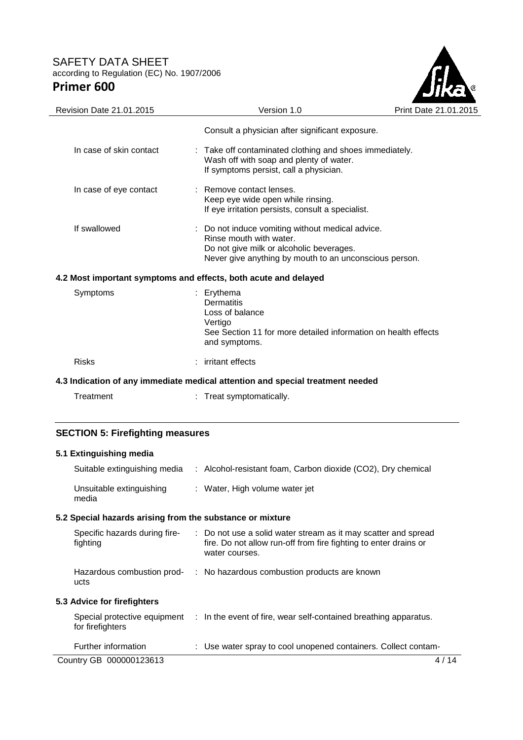Consult a physician after significant exposure.

| | |
|---|---|
| In case of skin contact | : Take off contaminated clothing and shoes immediately. Wash off with soap and plenty of water. If symptoms persist, call a physician. |
| In case of eye contact | : Remove contact lenses. Keep eye wide open while rinsing. If eye irritation persists, consult a specialist. |
| If swallowed | : Do not induce vomiting without medical advice. Rinse mouth with water. Do not give milk or alcoholic beverages. Never give anything by mouth to an unconscious person. |

### 4.2 Most important symptoms and effects, both acute and delayed

| | |
|---|---|
| Symptoms | : Erythema<br>Dermatitis<br>Loss of balance<br>Vertigo<br>See Section 11 for more detailed information on health effects and symptoms. |
| Risks | : irritant effects |

### 4.3 Indication of any immediate medical attention and special treatment needed

| | |
|---|---|
| Treatment | : Treat symptomatically. |

## SECTION 5: Firefighting measures

### 5.1 Extinguishing media

| | |
|---|---|
| Suitable extinguishing media | : Alcohol-resistant foam, Carbon dioxide (CO2), Dry chemical |
| Unsuitable extinguishing media | : Water, High volume water jet |

### 5.2 Special hazards arising from the substance or mixture

| | |
|---|---|
| Specific hazards during fire-fighting | : Do not use a solid water stream as it may scatter and spread fire. Do not allow run-off from fire fighting to enter drains or water courses. |
| Hazardous combustion products | : No hazardous combustion products are known |

### 5.3 Advice for firefighters

| | |
|---|---|
| Special protective equipment for firefighters | : In the event of fire, wear self-contained breathing apparatus. |
| Further information | : Use water spray to cool unopened containers. Collect contam- |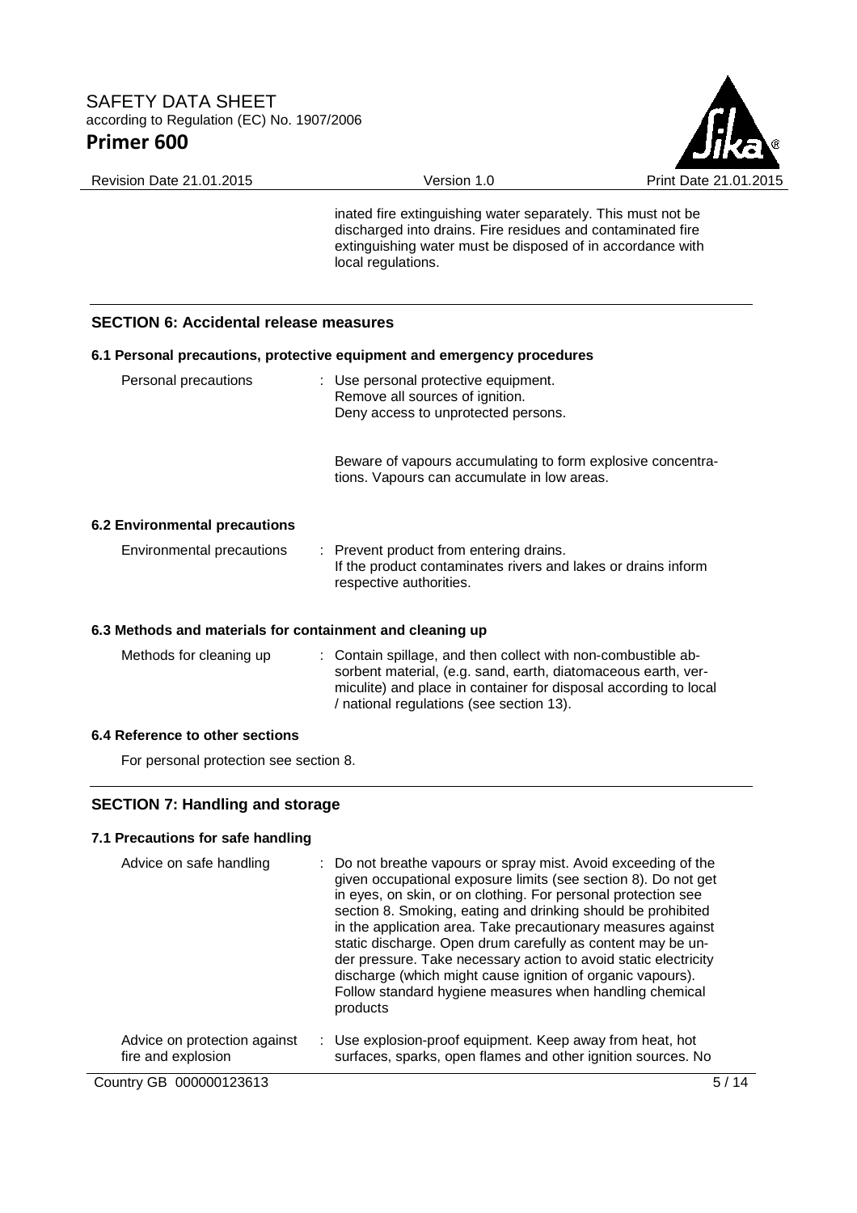inated fire extinguishing water separately. This must not be discharged into drains. Fire residues and contaminated fire extinguishing water must be disposed of in accordance with local regulations.

## SECTION 6: Accidental release measures

### 6.1 Personal precautions, protective equipment and emergency procedures

| | |
|---|---|
| Personal precautions | : Use personal protective equipment. Remove all sources of ignition. Deny access to unprotected persons. <br><br> Beware of vapours accumulating to form explosive concentrations. Vapours can accumulate in low areas. |

### 6.2 Environmental precautions

| | |
|---|---|
| Environmental precautions | : Prevent product from entering drains. If the product contaminates rivers and lakes or drains inform respective authorities. |

### 6.3 Methods and materials for containment and cleaning up

| | |
|---|---|
| Methods for cleaning up | : Contain spillage, and then collect with non-combustible absorbent material, (e.g. sand, earth, diatomaceous earth, vermiculite) and place in container for disposal according to local / national regulations (see section 13). |

### 6.4 Reference to other sections

For personal protection see section 8.

## SECTION 7: Handling and storage

### 7.1 Precautions for safe handling

| | |
|---|---|
| Advice on safe handling | : Do not breathe vapours or spray mist. Avoid exceeding of the given occupational exposure limits (see section 8). Do not get in eyes, on skin, or on clothing. For personal protection see section 8. Smoking, eating and drinking should be prohibited in the application area. Take precautionary measures against static discharge. Open drum carefully as content may be under pressure. Take necessary action to avoid static electricity discharge (which might cause ignition of organic vapours). Follow standard hygiene measures when handling chemical products |
| Advice on protection against fire and explosion | : Use explosion-proof equipment. Keep away from heat, hot surfaces, sparks, open flames and other ignition sources. No |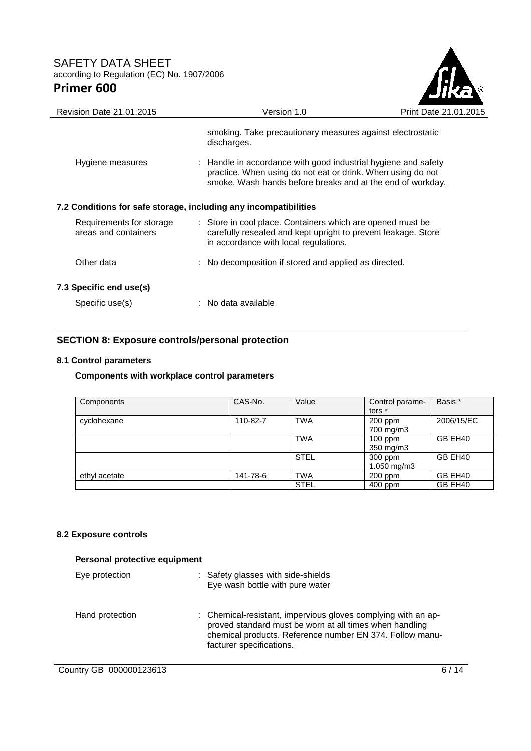smoking. Take precautionary measures against electrostatic discharges.

Hygiene measures : Handle in accordance with good industrial hygiene and safety practice. When using do not eat or drink. When using do not smoke. Wash hands before breaks and at the end of workday.

### 7.2 Conditions for safe storage, including any incompatibilities

Requirements for storage areas and containers : Store in cool place. Containers which are opened must be carefully resealed and kept upright to prevent leakage. Store in accordance with local regulations.

Other data : No decomposition if stored and applied as directed.

### 7.3 Specific end use(s)

Specific use(s) : No data available

## SECTION 8: Exposure controls/personal protection

### 8.1 Control parameters

**Components with workplace control parameters**

| Components | CAS-No. | Value | Control parameters * | Basis * |
|---|---|---|---|---|
| cyclohexane | 110-82-7 | TWA | 200 ppm 700 mg/m3 | 2006/15/EC |
| | | TWA | 100 ppm 350 mg/m3 | GB EH40 |
| | | STEL | 300 ppm 1.050 mg/m3 | GB EH40 |
| ethyl acetate | 141-78-6 | TWA | 200 ppm | GB EH40 |
| | | STEL | 400 ppm | GB EH40 |

### 8.2 Exposure controls

**Personal protective equipment**

Eye protection : Safety glasses with side-shields
Eye wash bottle with pure water

Hand protection : Chemical-resistant, impervious gloves complying with an approved standard must be worn at all times when handling chemical products. Reference number EN 374. Follow manufacturer specifications.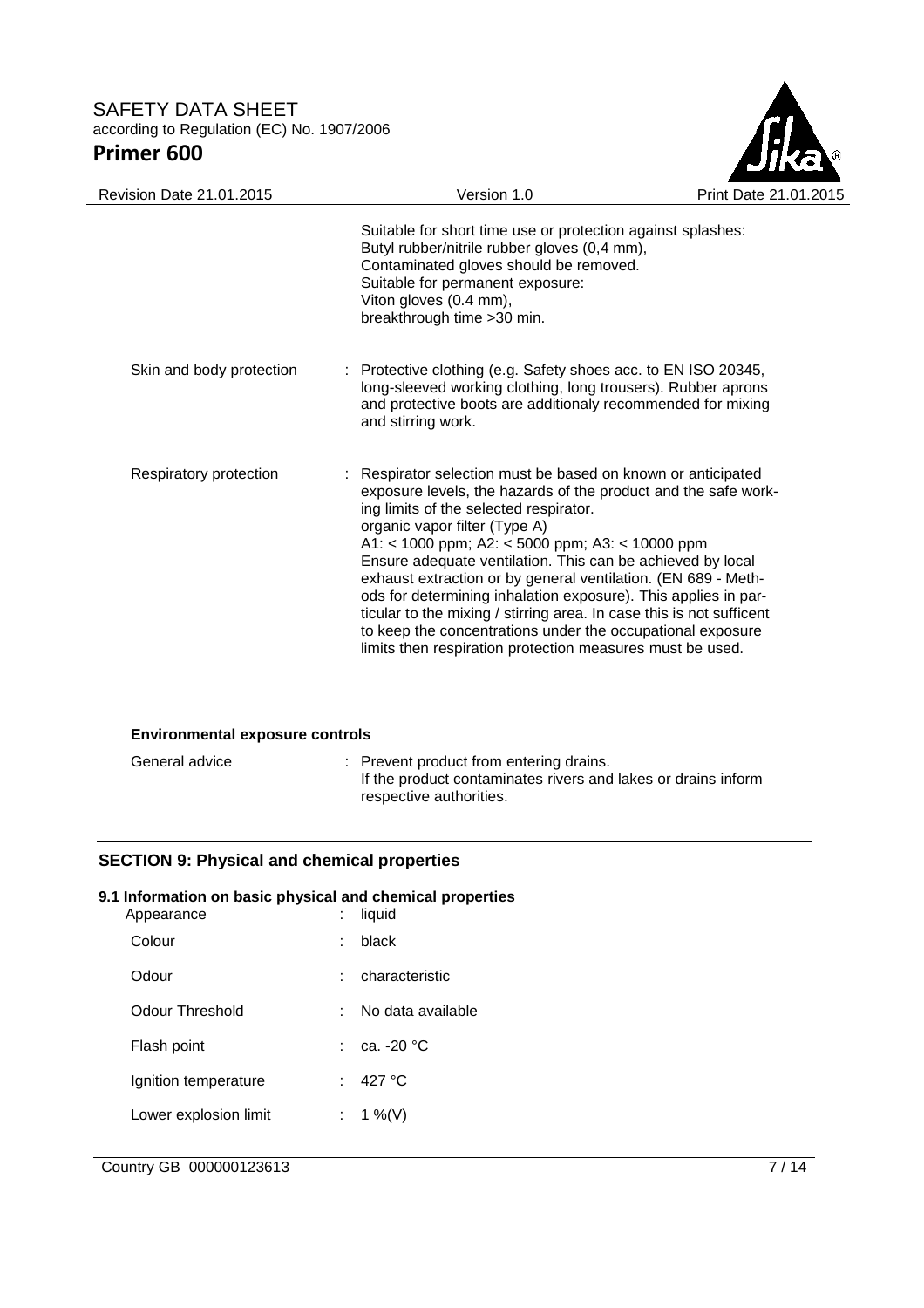Suitable for short time use or protection against splashes:
Butyl rubber/nitrile rubber gloves (0,4 mm),
Contaminated gloves should be removed.
Suitable for permanent exposure:
Viton gloves (0.4 mm),
breakthrough time >30 min.

Skin and body protection : Protective clothing (e.g. Safety shoes acc. to EN ISO 20345, long-sleeved working clothing, long trousers). Rubber aprons and protective boots are additionaly recommended for mixing and stirring work.

Respiratory protection : Respirator selection must be based on known or anticipated exposure levels, the hazards of the product and the safe working limits of the selected respirator.
organic vapor filter (Type A)
A1: < 1000 ppm; A2: < 5000 ppm; A3: < 10000 ppm
Ensure adequate ventilation. This can be achieved by local exhaust extraction or by general ventilation. (EN 689 - Methods for determining inhalation exposure). This applies in particular to the mixing / stirring area. In case this is not sufficent to keep the concentrations under the occupational exposure limits then respiration protection measures must be used.

**Environmental exposure controls**

General advice : Prevent product from entering drains.
If the product contaminates rivers and lakes or drains inform respective authorities.

## SECTION 9: Physical and chemical properties

### 9.1 Information on basic physical and chemical properties

| | | |
|---|---|---|
| Appearance | : | liquid |
| Colour | : | black |
| Odour | : | characteristic |
| Odour Threshold | : | No data available |
| Flash point | : | ca. -20 °C |
| Ignition temperature | : | 427 °C |
| Lower explosion limit | : | 1 %(V) |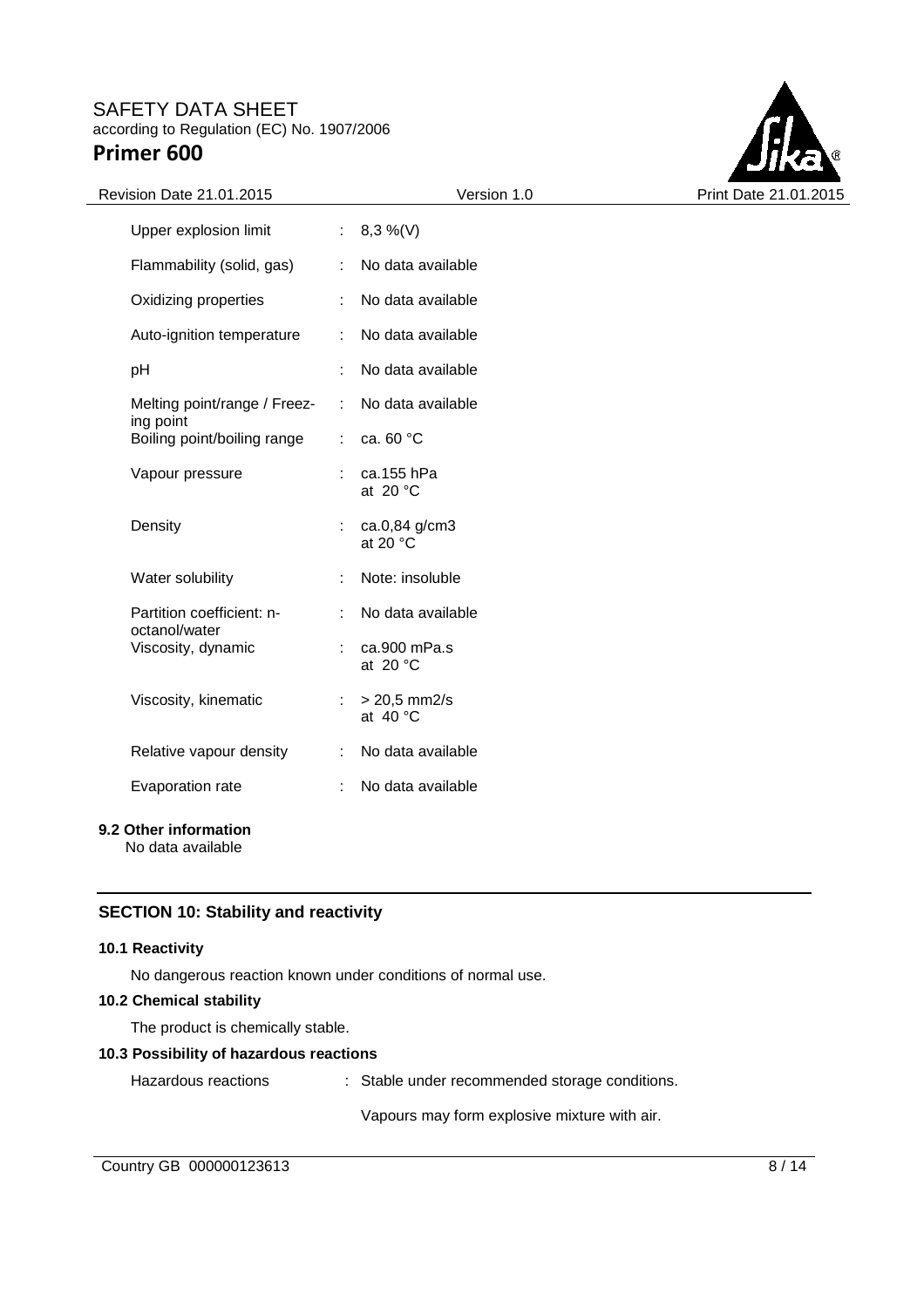| | | |
|---|---|---|
| Upper explosion limit | : | 8,3 %(V) |
| Flammability (solid, gas) | : | No data available |
| Oxidizing properties | : | No data available |
| Auto-ignition temperature | : | No data available |
| pH | : | No data available |
| Melting point/range / Freezing point | : | No data available |
| Boiling point/boiling range | : | ca. 60 °C |
| Vapour pressure | : | ca.155 hPa at 20 °C |
| Density | : | ca.0,84 g/cm3 at 20 °C |
| Water solubility | : | Note: insoluble |
| Partition coefficient: n-octanol/water | : | No data available |
| Viscosity, dynamic | : | ca.900 mPa.s at 20 °C |
| Viscosity, kinematic | : | > 20,5 mm2/s at 40 °C |
| Relative vapour density | : | No data available |
| Evaporation rate | : | No data available |

**9.2 Other information**

No data available

## SECTION 10: Stability and reactivity

**10.1 Reactivity**

No dangerous reaction known under conditions of normal use.

**10.2 Chemical stability**

The product is chemically stable.

**10.3 Possibility of hazardous reactions**

Hazardous reactions : Stable under recommended storage conditions.

Vapours may form explosive mixture with air.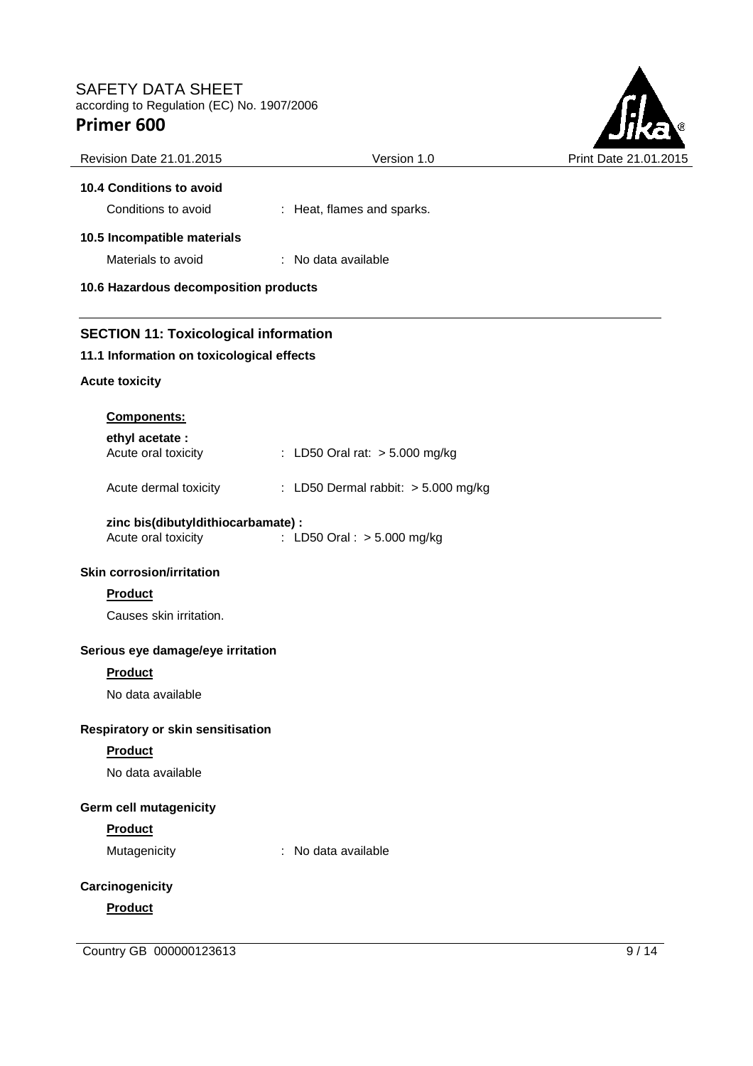**10.4 Conditions to avoid**

Conditions to avoid : Heat, flames and sparks.

**10.5 Incompatible materials**

Materials to avoid : No data available

**10.6 Hazardous decomposition products**

## SECTION 11: Toxicological information

**11.1 Information on toxicological effects**

**Acute toxicity**

**Components:**

**ethyl acetate :**
Acute oral toxicity : LD50 Oral rat: > 5.000 mg/kg

Acute dermal toxicity : LD50 Dermal rabbit: > 5.000 mg/kg

**zinc bis(dibutyldithiocarbamate) :**
Acute oral toxicity : LD50 Oral : > 5.000 mg/kg

**Skin corrosion/irritation**

**Product**

Causes skin irritation.

**Serious eye damage/eye irritation**

**Product**

No data available

**Respiratory or skin sensitisation**

**Product**

No data available

**Germ cell mutagenicity**

**Product**

Mutagenicity : No data available

**Carcinogenicity**

**Product**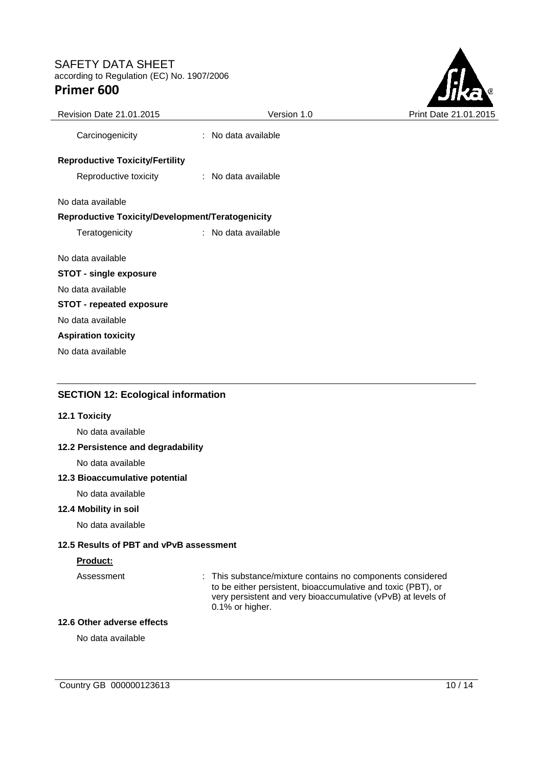Carcinogenicity : No data available

**Reproductive Toxicity/Fertility**

Reproductive toxicity : No data available

No data available

**Reproductive Toxicity/Development/Teratogenicity**

Teratogenicity : No data available

No data available

**STOT - single exposure**

No data available

**STOT - repeated exposure**

No data available

**Aspiration toxicity**

No data available

## SECTION 12: Ecological information

### 12.1 Toxicity

No data available

### 12.2 Persistence and degradability

No data available

### 12.3 Bioaccumulative potential

No data available

### 12.4 Mobility in soil

No data available

### 12.5 Results of PBT and vPvB assessment

**Product:**

Assessment : This substance/mixture contains no components considered to be either persistent, bioaccumulative and toxic (PBT), or very persistent and very bioaccumulative (vPvB) at levels of 0.1% or higher.

### 12.6 Other adverse effects

No data available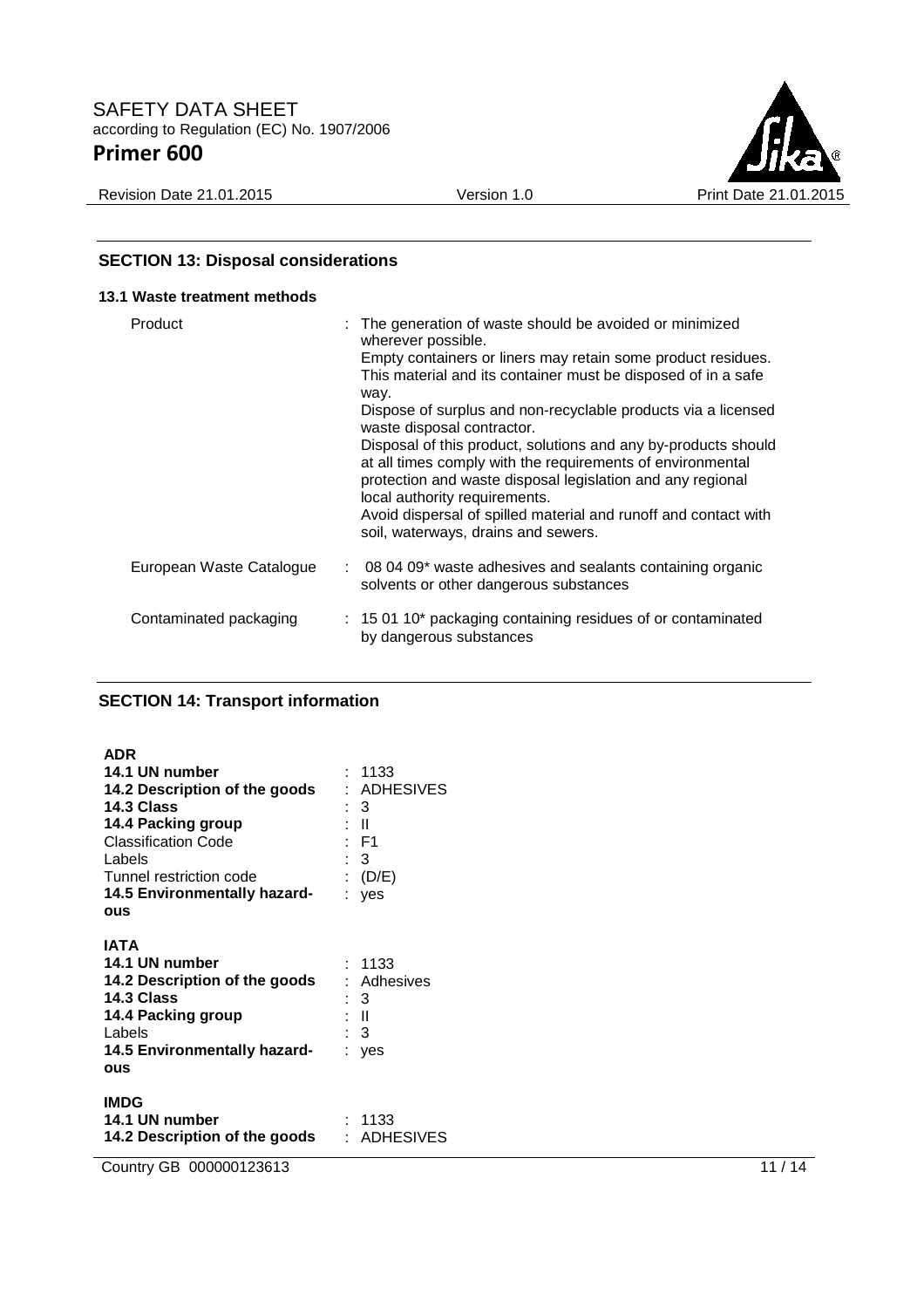## SECTION 13: Disposal considerations

### 13.1 Waste treatment methods

| | |
|---|---|
| Product | : The generation of waste should be avoided or minimized wherever possible. Empty containers or liners may retain some product residues. This material and its container must be disposed of in a safe way. Dispose of surplus and non-recyclable products via a licensed waste disposal contractor. Disposal of this product, solutions and any by-products should at all times comply with the requirements of environmental protection and waste disposal legislation and any regional local authority requirements. Avoid dispersal of spilled material and runoff and contact with soil, waterways, drains and sewers. |
| European Waste Catalogue | : 08 04 09* waste adhesives and sealants containing organic solvents or other dangerous substances |
| Contaminated packaging | : 15 01 10* packaging containing residues of or contaminated by dangerous substances |

## SECTION 14: Transport information

**ADR**

| | |
|---|---|
| **14.1 UN number** | : 1133 |
| **14.2 Description of the goods** | : ADHESIVES |
| **14.3 Class** | : 3 |
| **14.4 Packing group** | : II |
| Classification Code | : F1 |
| Labels | : 3 |
| Tunnel restriction code | : (D/E) |
| **14.5 Environmentally hazardous** | : yes |

**IATA**

| | |
|---|---|
| **14.1 UN number** | : 1133 |
| **14.2 Description of the goods** | : Adhesives |
| **14.3 Class** | : 3 |
| **14.4 Packing group** | : II |
| Labels | : 3 |
| **14.5 Environmentally hazardous** | : yes |

**IMDG**

| | |
|---|---|
| **14.1 UN number** | : 1133 |
| **14.2 Description of the goods** | : ADHESIVES |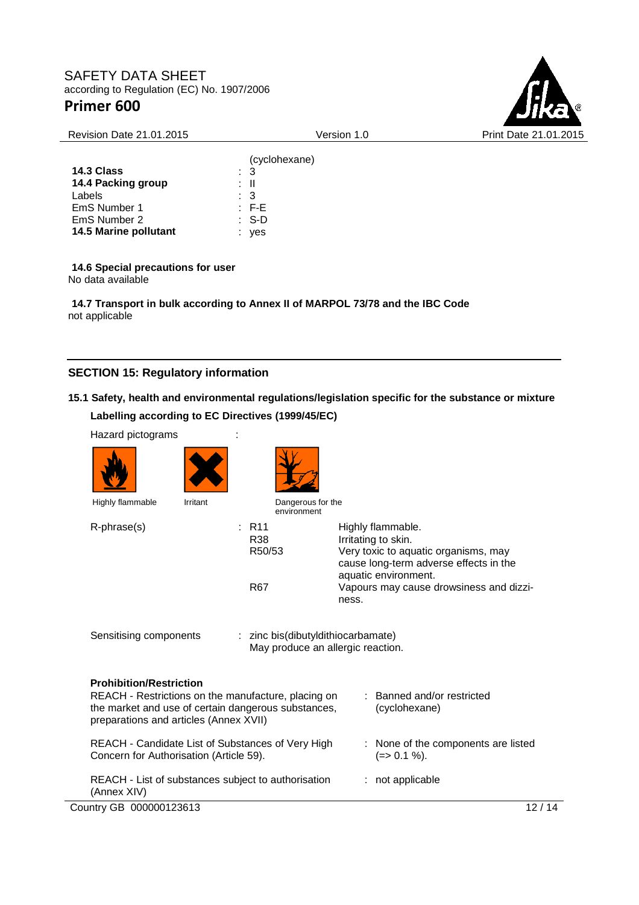(cyclohexane)

| | | |
|---|---|---|
| **14.3 Class** | : | 3 |
| **14.4 Packing group** | : | II |
| Labels | : | 3 |
| EmS Number 1 | : | F-E |
| EmS Number 2 | : | S-D |
| **14.5 Marine pollutant** | : | yes |

**14.6 Special precautions for user**

No data available

**14.7 Transport in bulk according to Annex II of MARPOL 73/78 and the IBC Code**

not applicable

## SECTION 15: Regulatory information

### 15.1 Safety, health and environmental regulations/legislation specific for the substance or mixture

**Labelling according to EC Directives (1999/45/EC)**

Hazard pictograms :

Highly flammable

Irritant

Dangerous for the environment

| | | | |
|---|---|---|---|
| R-phrase(s) | : | R11 | Highly flammable. |
| | | R38 | Irritating to skin. |
| | | R50/53 | Very toxic to aquatic organisms, may cause long-term adverse effects in the aquatic environment. |
| | | R67 | Vapours may cause drowsiness and dizziness. |

Sensitising components : zinc bis(dibutyldithiocarbamate)
May produce an allergic reaction.

**Prohibition/Restriction**

| | | |
|---|---|---|
| REACH - Restrictions on the manufacture, placing on the market and use of certain dangerous substances, preparations and articles (Annex XVII) | : | Banned and/or restricted (cyclohexane) |
| REACH - Candidate List of Substances of Very High Concern for Authorisation (Article 59). | : | None of the components are listed (=> 0.1 %). |
| REACH - List of substances subject to authorisation (Annex XIV) | : | not applicable |

Country GB 000000123613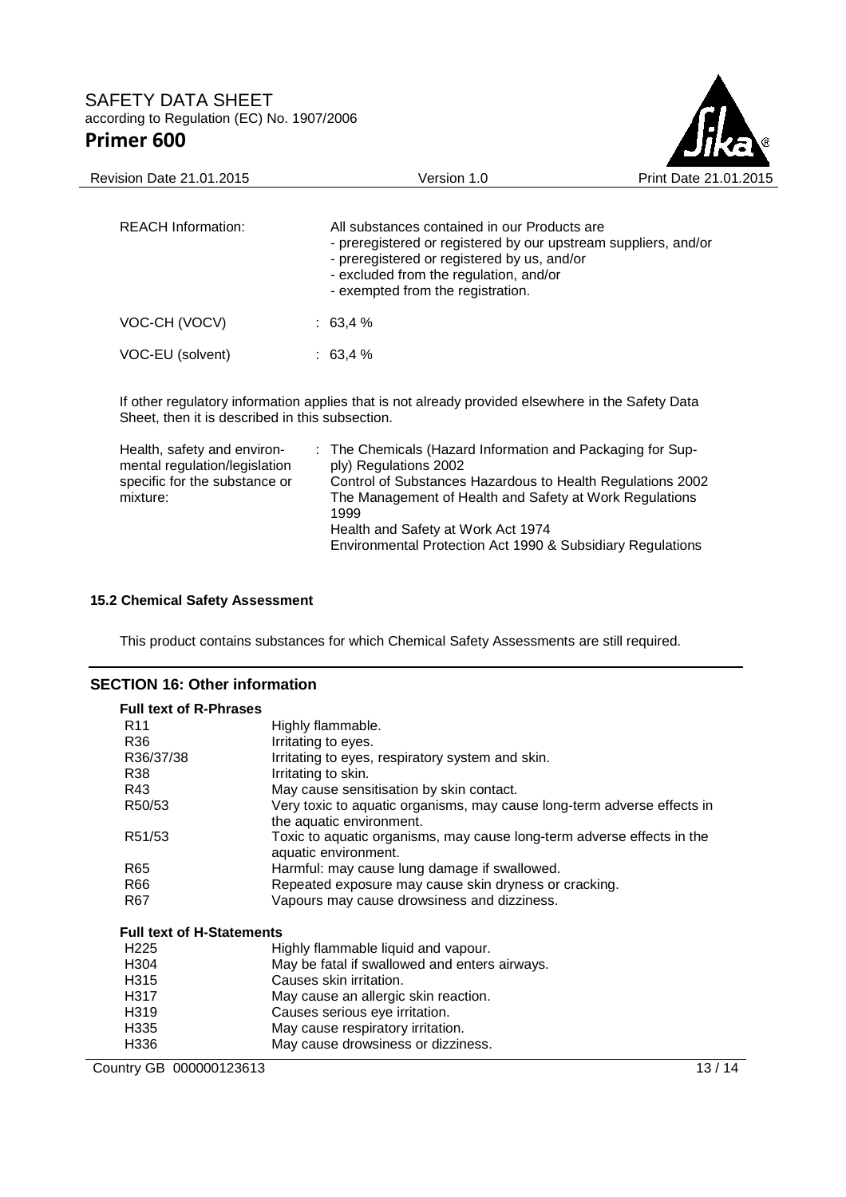| | |
|---|---|
| REACH Information: | All substances contained in our Products are<br>- preregistered or registered by our upstream suppliers, and/or<br>- preregistered or registered by us, and/or<br>- excluded from the regulation, and/or<br>- exempted from the registration. |
| VOC-CH (VOCV) | : 63,4 % |
| VOC-EU (solvent) | : 63,4 % |

If other regulatory information applies that is not already provided elsewhere in the Safety Data Sheet, then it is described in this subsection.

| | |
|---|---|
| Health, safety and environmental regulation/legislation specific for the substance or mixture: | : The Chemicals (Hazard Information and Packaging for Supply) Regulations 2002<br>Control of Substances Hazardous to Health Regulations 2002<br>The Management of Health and Safety at Work Regulations 1999<br>Health and Safety at Work Act 1974<br>Environmental Protection Act 1990 & Subsidiary Regulations |

### 15.2 Chemical Safety Assessment

This product contains substances for which Chemical Safety Assessments are still required.

## SECTION 16: Other information

**Full text of R-Phrases**

| | |
|---|---|
| R11 | Highly flammable. |
| R36 | Irritating to eyes. |
| R36/37/38 | Irritating to eyes, respiratory system and skin. |
| R38 | Irritating to skin. |
| R43 | May cause sensitisation by skin contact. |
| R50/53 | Very toxic to aquatic organisms, may cause long-term adverse effects in the aquatic environment. |
| R51/53 | Toxic to aquatic organisms, may cause long-term adverse effects in the aquatic environment. |
| R65 | Harmful: may cause lung damage if swallowed. |
| R66 | Repeated exposure may cause skin dryness or cracking. |
| R67 | Vapours may cause drowsiness and dizziness. |

**Full text of H-Statements**

| | |
|---|---|
| H225 | Highly flammable liquid and vapour. |
| H304 | May be fatal if swallowed and enters airways. |
| H315 | Causes skin irritation. |
| H317 | May cause an allergic skin reaction. |
| H319 | Causes serious eye irritation. |
| H335 | May cause respiratory irritation. |
| H336 | May cause drowsiness or dizziness. |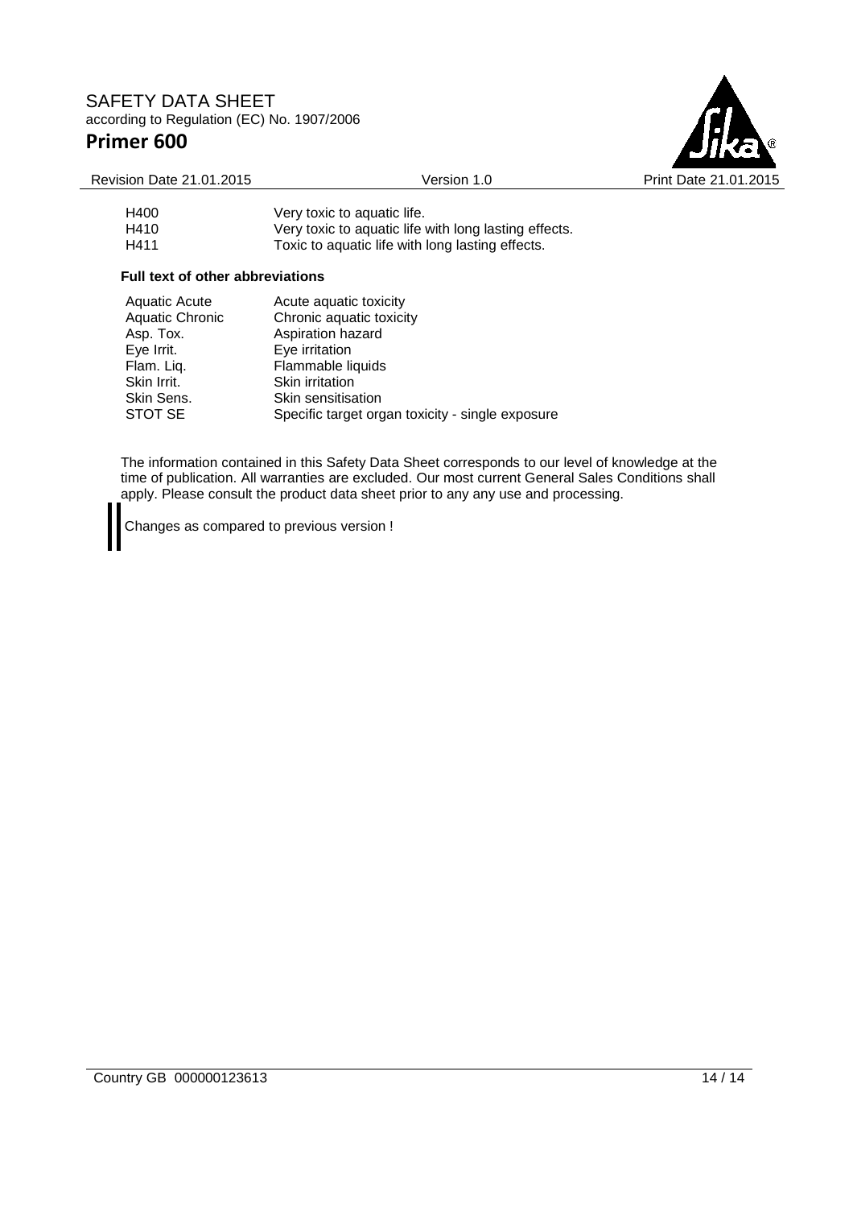| | |
|---|---|
| H400 | Very toxic to aquatic life. |
| H410 | Very toxic to aquatic life with long lasting effects. |
| H411 | Toxic to aquatic life with long lasting effects. |

**Full text of other abbreviations**

| | |
|---|---|
| Aquatic Acute | Acute aquatic toxicity |
| Aquatic Chronic | Chronic aquatic toxicity |
| Asp. Tox. | Aspiration hazard |
| Eye Irrit. | Eye irritation |
| Flam. Liq. | Flammable liquids |
| Skin Irrit. | Skin irritation |
| Skin Sens. | Skin sensitisation |
| STOT SE | Specific target organ toxicity - single exposure |

The information contained in this Safety Data Sheet corresponds to our level of knowledge at the time of publication. All warranties are excluded. Our most current General Sales Conditions shall apply. Please consult the product data sheet prior to any any use and processing.

Changes as compared to previous version !